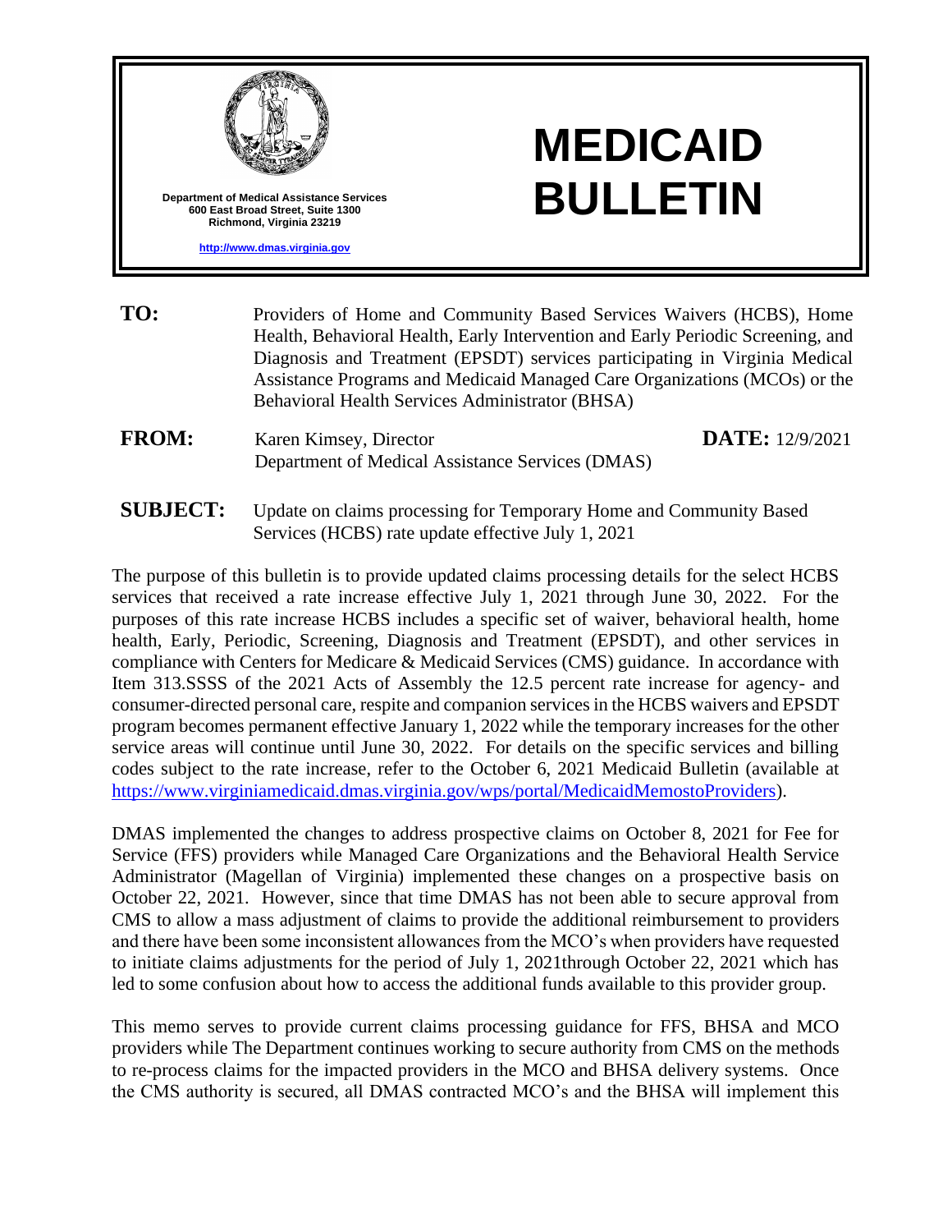Department of Medical Assistance Services
600 East Broad Street, Suite 1300
Richmond, Virginia 23219

http://www.dmas.virginia.gov

# MEDICAID BULLETIN

**TO:** Providers of Home and Community Based Services Waivers (HCBS), Home Health, Behavioral Health, Early Intervention and Early Periodic Screening, and Diagnosis and Treatment (EPSDT) services participating in Virginia Medical Assistance Programs and Medicaid Managed Care Organizations (MCOs) or the Behavioral Health Services Administrator (BHSA)

**FROM:** Karen Kimsey, Director
Department of Medical Assistance Services (DMAS)

**DATE:** 12/9/2021

**SUBJECT:** Update on claims processing for Temporary Home and Community Based Services (HCBS) rate update effective July 1, 2021

The purpose of this bulletin is to provide updated claims processing details for the select HCBS services that received a rate increase effective July 1, 2021 through June 30, 2022. For the purposes of this rate increase HCBS includes a specific set of waiver, behavioral health, home health, Early, Periodic, Screening, Diagnosis and Treatment (EPSDT), and other services in compliance with Centers for Medicare & Medicaid Services (CMS) guidance. In accordance with Item 313.SSSS of the 2021 Acts of Assembly the 12.5 percent rate increase for agency- and consumer-directed personal care, respite and companion services in the HCBS waivers and EPSDT program becomes permanent effective January 1, 2022 while the temporary increases for the other service areas will continue until June 30, 2022. For details on the specific services and billing codes subject to the rate increase, refer to the October 6, 2021 Medicaid Bulletin (available at https://www.virginiamedicaid.dmas.virginia.gov/wps/portal/MedicaidMemostoProviders).

DMAS implemented the changes to address prospective claims on October 8, 2021 for Fee for Service (FFS) providers while Managed Care Organizations and the Behavioral Health Service Administrator (Magellan of Virginia) implemented these changes on a prospective basis on October 22, 2021. However, since that time DMAS has not been able to secure approval from CMS to allow a mass adjustment of claims to provide the additional reimbursement to providers and there have been some inconsistent allowances from the MCO's when providers have requested to initiate claims adjustments for the period of July 1, 2021through October 22, 2021 which has led to some confusion about how to access the additional funds available to this provider group.

This memo serves to provide current claims processing guidance for FFS, BHSA and MCO providers while The Department continues working to secure authority from CMS on the methods to re-process claims for the impacted providers in the MCO and BHSA delivery systems. Once the CMS authority is secured, all DMAS contracted MCO's and the BHSA will implement this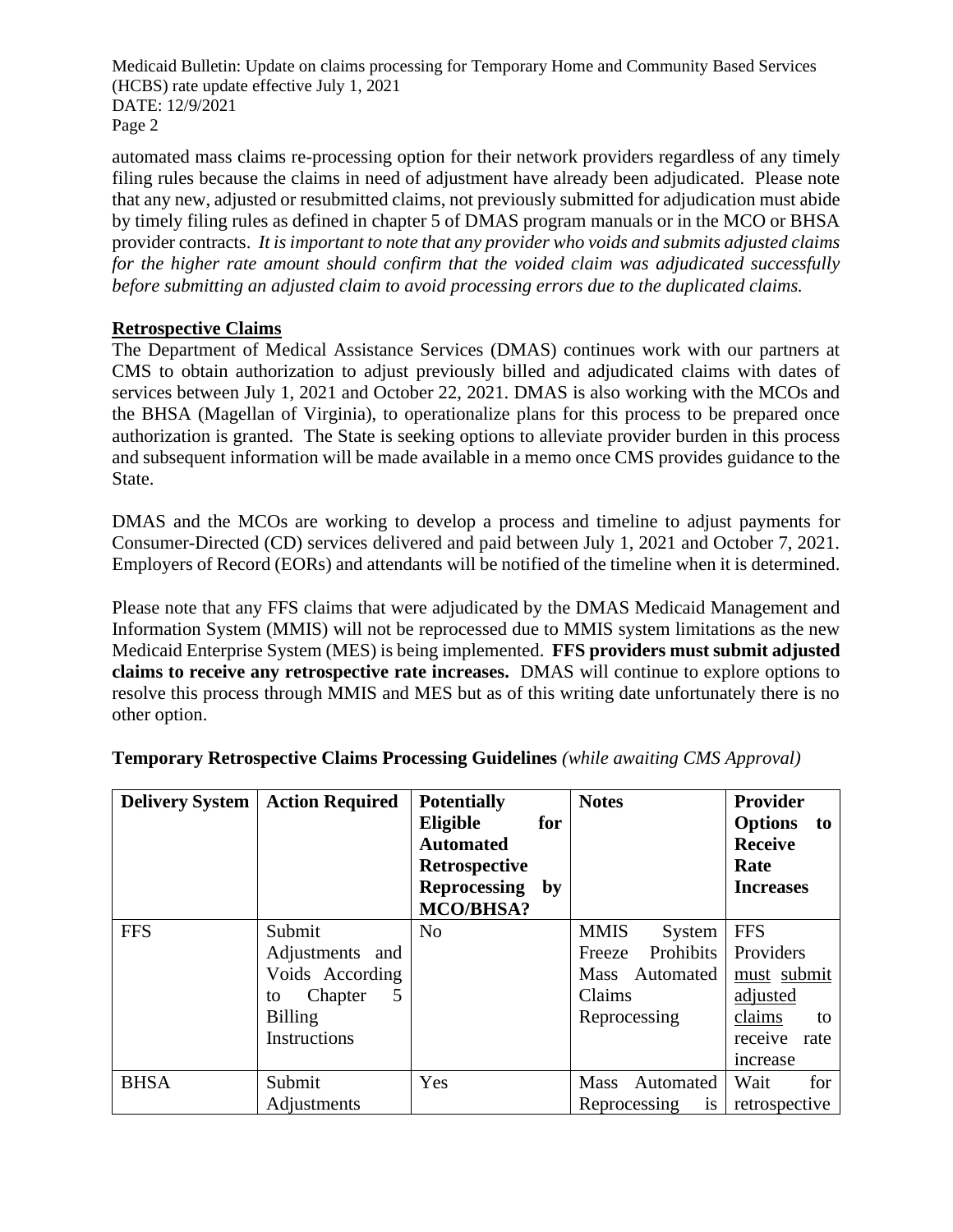automated mass claims re-processing option for their network providers regardless of any timely filing rules because the claims in need of adjustment have already been adjudicated. Please note that any new, adjusted or resubmitted claims, not previously submitted for adjudication must abide by timely filing rules as defined in chapter 5 of DMAS program manuals or in the MCO or BHSA provider contracts. *It is important to note that any provider who voids and submits adjusted claims for the higher rate amount should confirm that the voided claim was adjudicated successfully before submitting an adjusted claim to avoid processing errors due to the duplicated claims.*

## Retrospective Claims

The Department of Medical Assistance Services (DMAS) continues work with our partners at CMS to obtain authorization to adjust previously billed and adjudicated claims with dates of services between July 1, 2021 and October 22, 2021. DMAS is also working with the MCOs and the BHSA (Magellan of Virginia), to operationalize plans for this process to be prepared once authorization is granted. The State is seeking options to alleviate provider burden in this process and subsequent information will be made available in a memo once CMS provides guidance to the State.

DMAS and the MCOs are working to develop a process and timeline to adjust payments for Consumer-Directed (CD) services delivered and paid between July 1, 2021 and October 7, 2021. Employers of Record (EORs) and attendants will be notified of the timeline when it is determined.

Please note that any FFS claims that were adjudicated by the DMAS Medicaid Management and Information System (MMIS) will not be reprocessed due to MMIS system limitations as the new Medicaid Enterprise System (MES) is being implemented. **FFS providers must submit adjusted claims to receive any retrospective rate increases.** DMAS will continue to explore options to resolve this process through MMIS and MES but as of this writing date unfortunately there is no other option.

**Temporary Retrospective Claims Processing Guidelines** *(while awaiting CMS Approval)*

| Delivery System | Action Required | Potentially Eligible for Automated Retrospective Reprocessing by MCO/BHSA? | Notes | Provider Options to Receive Rate Increases |
|---|---|---|---|---|
| FFS | Submit Adjustments and Voids According to Chapter 5 Billing Instructions | No | MMIS System Freeze Prohibits Mass Automated Claims Reprocessing | FFS Providers must submit adjusted claims to receive rate increase |
| BHSA | Submit Adjustments | Yes | Mass Automated Reprocessing is | Wait for retrospective |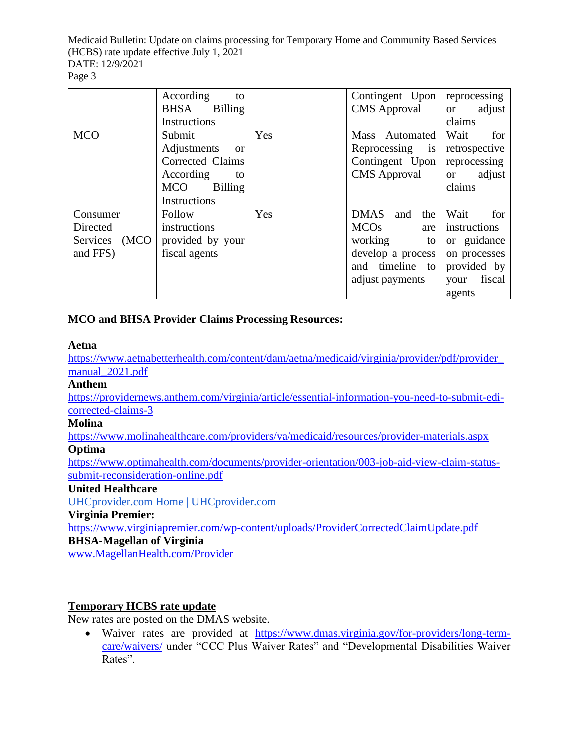| | | | | |
|---|---|---|---|---|
| | According to BHSA Billing Instructions | | Contingent Upon CMS Approval | reprocessing or adjust claims |
| MCO | Submit Adjustments or Corrected Claims According to MCO Billing Instructions | Yes | Mass Automated Reprocessing is Contingent Upon CMS Approval | Wait for retrospective reprocessing or adjust claims |
| Consumer Directed Services (MCO and FFS) | Follow instructions provided by your fiscal agents | Yes | DMAS and the MCOs are working to develop a process and timeline to adjust payments | Wait for instructions or guidance on processes provided by your fiscal agents |

**MCO and BHSA Provider Claims Processing Resources:**

**Aetna**
https://www.aetnabetterhealth.com/content/dam/aetna/medicaid/virginia/provider/pdf/provider_manual_2021.pdf

**Anthem**
https://providernews.anthem.com/virginia/article/essential-information-you-need-to-submit-edi-corrected-claims-3

**Molina**
https://www.molinahealthcare.com/providers/va/medicaid/resources/provider-materials.aspx

**Optima**
https://www.optimahealth.com/documents/provider-orientation/003-job-aid-view-claim-status-submit-reconsideration-online.pdf

**United Healthcare**
UHCprovider.com Home | UHCprovider.com

**Virginia Premier:**
https://www.virginiapremier.com/wp-content/uploads/ProviderCorrectedClaimUpdate.pdf

**BHSA-Magellan of Virginia**
www.MagellanHealth.com/Provider

**Temporary HCBS rate update**

New rates are posted on the DMAS website.

- Waiver rates are provided at https://www.dmas.virginia.gov/for-providers/long-term-care/waivers/ under "CCC Plus Waiver Rates" and "Developmental Disabilities Waiver Rates".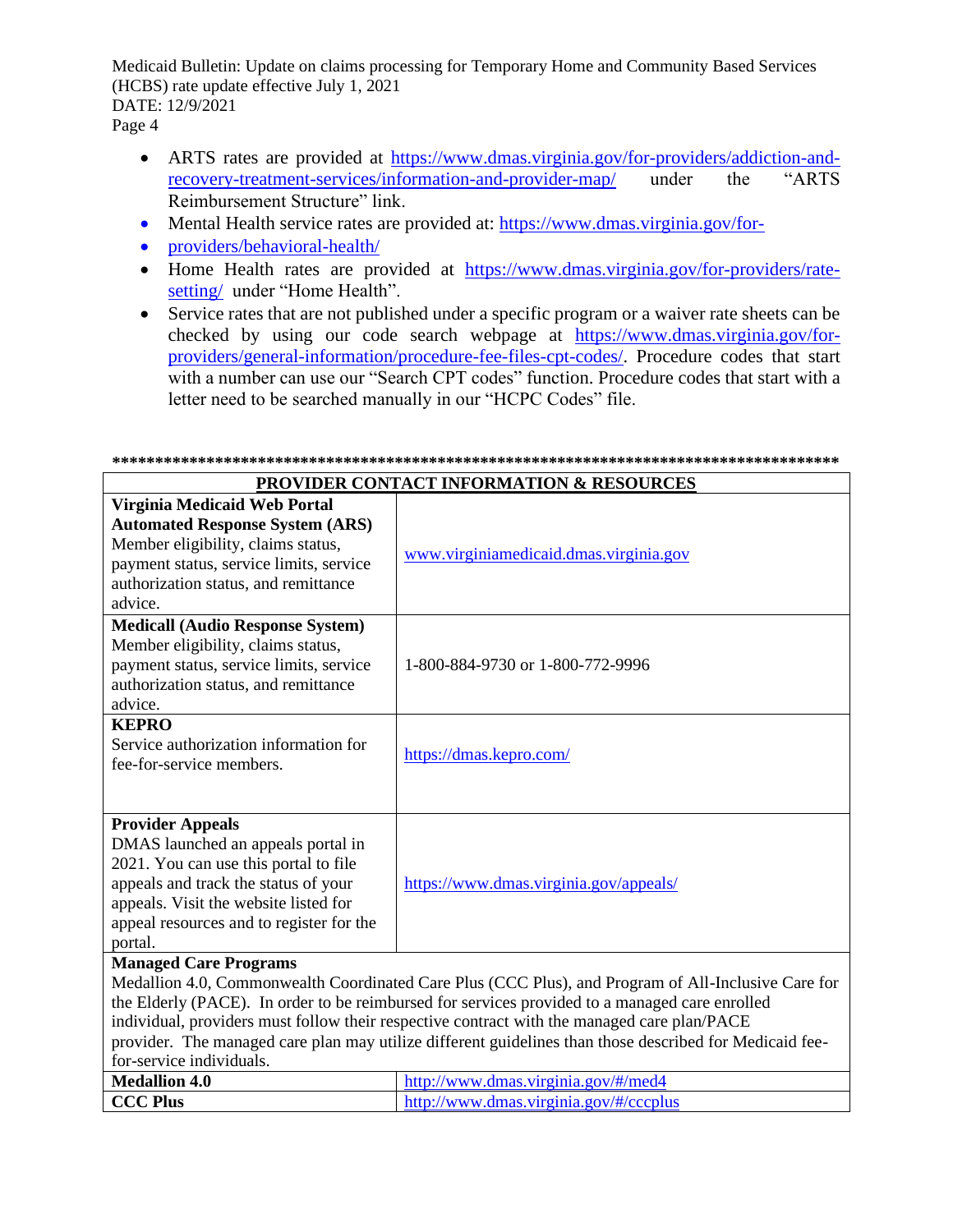- ARTS rates are provided at https://www.dmas.virginia.gov/for-providers/addiction-and-recovery-treatment-services/information-and-provider-map/ under the "ARTS Reimbursement Structure" link.
- Mental Health service rates are provided at: https://www.dmas.virginia.gov/for-
- providers/behavioral-health/
- Home Health rates are provided at https://www.dmas.virginia.gov/for-providers/rate-setting/ under "Home Health".
- Service rates that are not published under a specific program or a waiver rate sheets can be checked by using our code search webpage at https://www.dmas.virginia.gov/for-providers/general-information/procedure-fee-files-cpt-codes/. Procedure codes that start with a number can use our "Search CPT codes" function. Procedure codes that start with a letter need to be searched manually in our "HCPC Codes" file.

*************************************************************************************

| PROVIDER CONTACT INFORMATION & RESOURCES | |
|---|---|
| **Virginia Medicaid Web Portal Automated Response System (ARS)** Member eligibility, claims status, payment status, service limits, service authorization status, and remittance advice. | www.virginiamedicaid.dmas.virginia.gov |
| **Medicall (Audio Response System)** Member eligibility, claims status, payment status, service limits, service authorization status, and remittance advice. | 1-800-884-9730 or 1-800-772-9996 |
| **KEPRO** Service authorization information for fee-for-service members. | https://dmas.kepro.com/ |
| **Provider Appeals** DMAS launched an appeals portal in 2021. You can use this portal to file appeals and track the status of your appeals. Visit the website listed for appeal resources and to register for the portal. | https://www.dmas.virginia.gov/appeals/ |
| **Managed Care Programs** Medallion 4.0, Commonwealth Coordinated Care Plus (CCC Plus), and Program of All-Inclusive Care for the Elderly (PACE). In order to be reimbursed for services provided to a managed care enrolled individual, providers must follow their respective contract with the managed care plan/PACE provider. The managed care plan may utilize different guidelines than those described for Medicaid fee-for-service individuals. | |
| **Medallion 4.0** | http://www.dmas.virginia.gov/#/med4 |
| **CCC Plus** | http://www.dmas.virginia.gov/#/cccplus |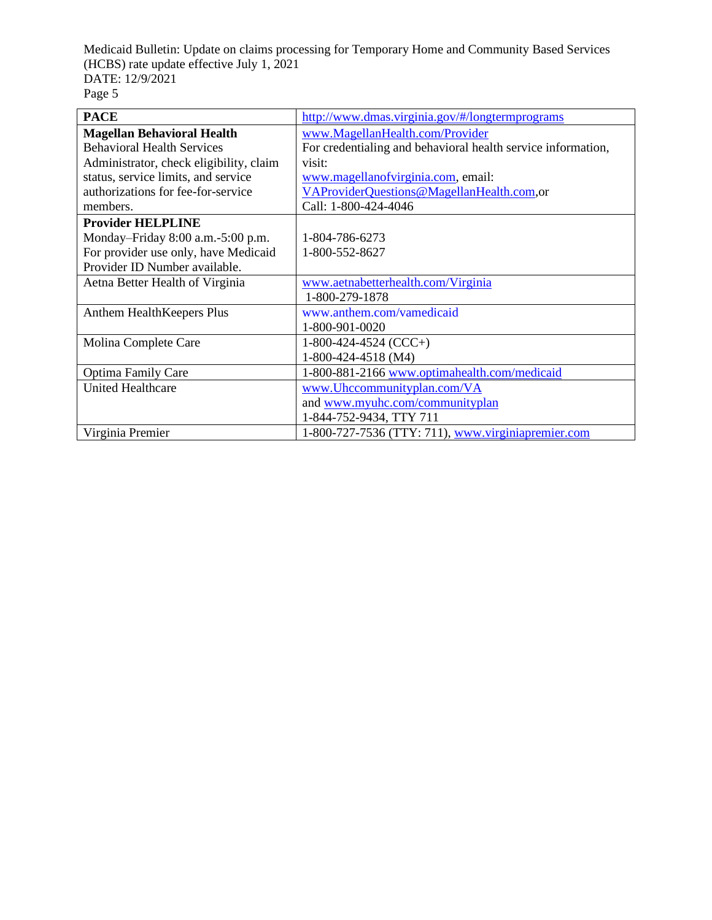| | |
|---|---|
| **PACE** | http://www.dmas.virginia.gov/#/longtermprograms |
| **Magellan Behavioral Health** Behavioral Health Services Administrator, check eligibility, claim status, service limits, and service authorizations for fee-for-service members. | www.MagellanHealth.com/Provider For credentialing and behavioral health service information, visit: www.magellanofvirginia.com, email: VAProviderQuestions@MagellanHealth.com,or Call: 1-800-424-4046 |
| **Provider HELPLINE** Monday–Friday 8:00 a.m.-5:00 p.m. For provider use only, have Medicaid Provider ID Number available. | 1-804-786-6273 1-800-552-8627 |
| Aetna Better Health of Virginia | www.aetnabetterhealth.com/Virginia 1-800-279-1878 |
| Anthem HealthKeepers Plus | www.anthem.com/vamedicaid 1-800-901-0020 |
| Molina Complete Care | 1-800-424-4524 (CCC+) 1-800-424-4518 (M4) |
| Optima Family Care | 1-800-881-2166 www.optimahealth.com/medicaid |
| United Healthcare | www.Uhccommunityplan.com/VA and www.myuhc.com/communityplan 1-844-752-9434, TTY 711 |
| Virginia Premier | 1-800-727-7536 (TTY: 711), www.virginiapremier.com |